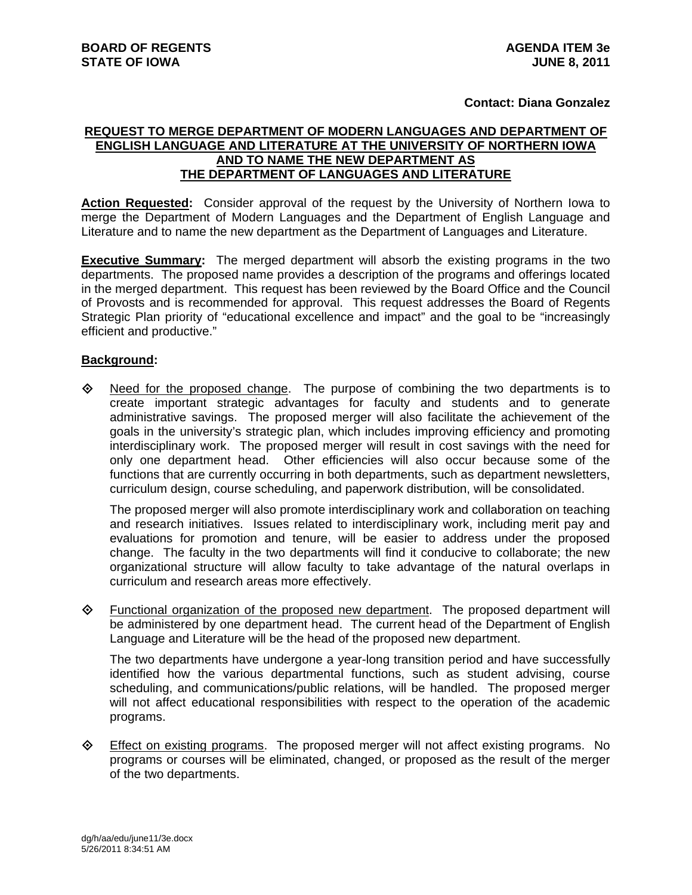**BOARD OF REGENTS**
**STATE OF IOWA**

**AGENDA ITEM 3e**
**JUNE 8, 2011**

**Contact: Diana Gonzalez**

## REQUEST TO MERGE DEPARTMENT OF MODERN LANGUAGES AND DEPARTMENT OF ENGLISH LANGUAGE AND LITERATURE AT THE UNIVERSITY OF NORTHERN IOWA AND TO NAME THE NEW DEPARTMENT AS THE DEPARTMENT OF LANGUAGES AND LITERATURE

**Action Requested:** Consider approval of the request by the University of Northern Iowa to merge the Department of Modern Languages and the Department of English Language and Literature and to name the new department as the Department of Languages and Literature.

**Executive Summary:** The merged department will absorb the existing programs in the two departments. The proposed name provides a description of the programs and offerings located in the merged department. This request has been reviewed by the Board Office and the Council of Provosts and is recommended for approval. This request addresses the Board of Regents Strategic Plan priority of "educational excellence and impact" and the goal to be "increasingly efficient and productive."

**Background:**

- Need for the proposed change. The purpose of combining the two departments is to create important strategic advantages for faculty and students and to generate administrative savings. The proposed merger will also facilitate the achievement of the goals in the university's strategic plan, which includes improving efficiency and promoting interdisciplinary work. The proposed merger will result in cost savings with the need for only one department head. Other efficiencies will also occur because some of the functions that are currently occurring in both departments, such as department newsletters, curriculum design, course scheduling, and paperwork distribution, will be consolidated.

  The proposed merger will also promote interdisciplinary work and collaboration on teaching and research initiatives. Issues related to interdisciplinary work, including merit pay and evaluations for promotion and tenure, will be easier to address under the proposed change. The faculty in the two departments will find it conducive to collaborate; the new organizational structure will allow faculty to take advantage of the natural overlaps in curriculum and research areas more effectively.

- Functional organization of the proposed new department. The proposed department will be administered by one department head. The current head of the Department of English Language and Literature will be the head of the proposed new department.

  The two departments have undergone a year-long transition period and have successfully identified how the various departmental functions, such as student advising, course scheduling, and communications/public relations, will be handled. The proposed merger will not affect educational responsibilities with respect to the operation of the academic programs.

- Effect on existing programs. The proposed merger will not affect existing programs. No programs or courses will be eliminated, changed, or proposed as the result of the merger of the two departments.

dg/h/aa/edu/june11/3e.docx
5/26/2011 8:34:51 AM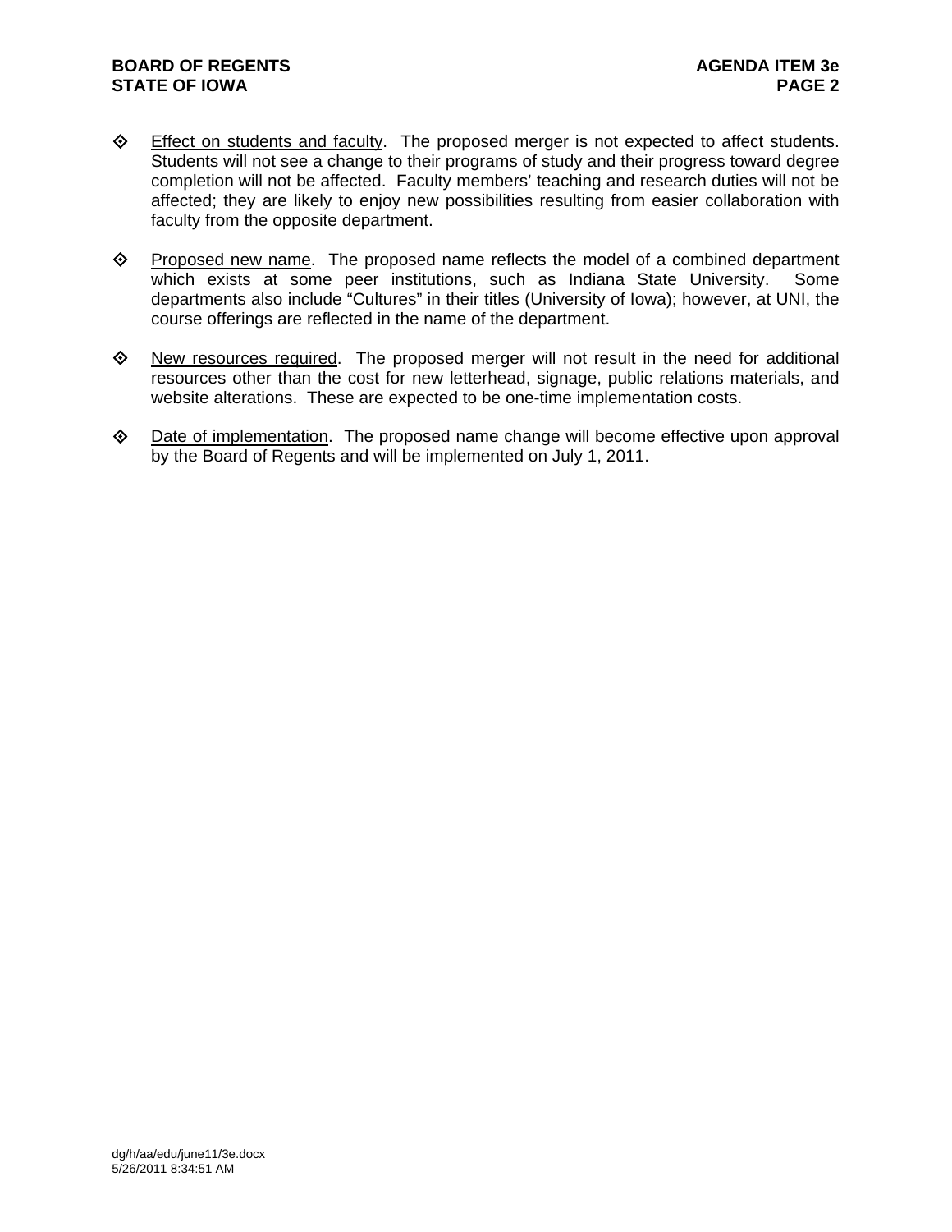- Effect on students and faculty. The proposed merger is not expected to affect students. Students will not see a change to their programs of study and their progress toward degree completion will not be affected. Faculty members' teaching and research duties will not be affected; they are likely to enjoy new possibilities resulting from easier collaboration with faculty from the opposite department.

- Proposed new name. The proposed name reflects the model of a combined department which exists at some peer institutions, such as Indiana State University. Some departments also include "Cultures" in their titles (University of Iowa); however, at UNI, the course offerings are reflected in the name of the department.

- New resources required. The proposed merger will not result in the need for additional resources other than the cost for new letterhead, signage, public relations materials, and website alterations. These are expected to be one-time implementation costs.

- Date of implementation. The proposed name change will become effective upon approval by the Board of Regents and will be implemented on July 1, 2011.

dg/h/aa/edu/june11/3e.docx
5/26/2011 8:34:51 AM